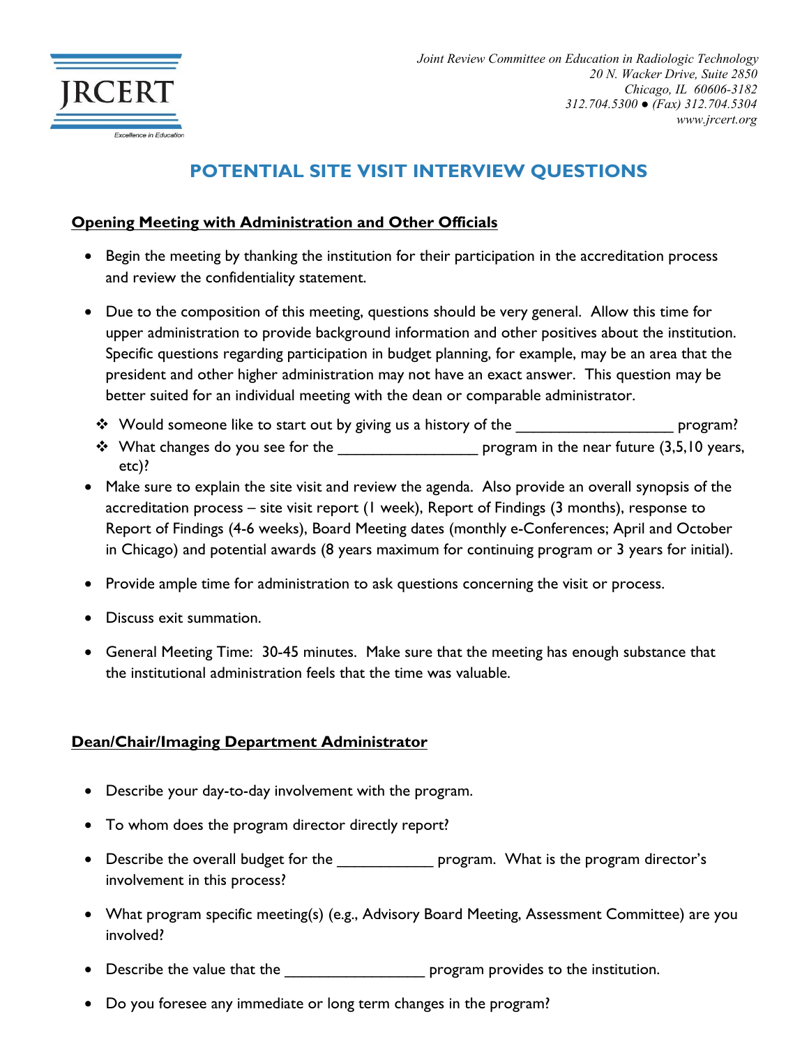JRCERT

Excellence in Education

*Joint Review Committee on Education in Radiologic Technology*
*20 N. Wacker Drive, Suite 2850*
*Chicago, IL 60606-3182*
*312.704.5300 ● (Fax) 312.704.5304*
*www.jrcert.org*

# POTENTIAL SITE VISIT INTERVIEW QUESTIONS

## Opening Meeting with Administration and Other Officials

- Begin the meeting by thanking the institution for their participation in the accreditation process and review the confidentiality statement.

- Due to the composition of this meeting, questions should be very general. Allow this time for upper administration to provide background information and other positives about the institution. Specific questions regarding participation in budget planning, for example, may be an area that the president and other higher administration may not have an exact answer. This question may be better suited for an individual meeting with the dean or comparable administrator.
  - Would someone like to start out by giving us a history of the __________________ program?
  - What changes do you see for the ________________ program in the near future (3,5,10 years, etc)?

- Make sure to explain the site visit and review the agenda. Also provide an overall synopsis of the accreditation process – site visit report (1 week), Report of Findings (3 months), response to Report of Findings (4-6 weeks), Board Meeting dates (monthly e-Conferences; April and October in Chicago) and potential awards (8 years maximum for continuing program or 3 years for initial).

- Provide ample time for administration to ask questions concerning the visit or process.

- Discuss exit summation.

- General Meeting Time: 30-45 minutes. Make sure that the meeting has enough substance that the institutional administration feels that the time was valuable.

## Dean/Chair/Imaging Department Administrator

- Describe your day-to-day involvement with the program.

- To whom does the program director directly report?

- Describe the overall budget for the ___________ program. What is the program director's involvement in this process?

- What program specific meeting(s) (e.g., Advisory Board Meeting, Assessment Committee) are you involved?

- Describe the value that the ________________ program provides to the institution.

- Do you foresee any immediate or long term changes in the program?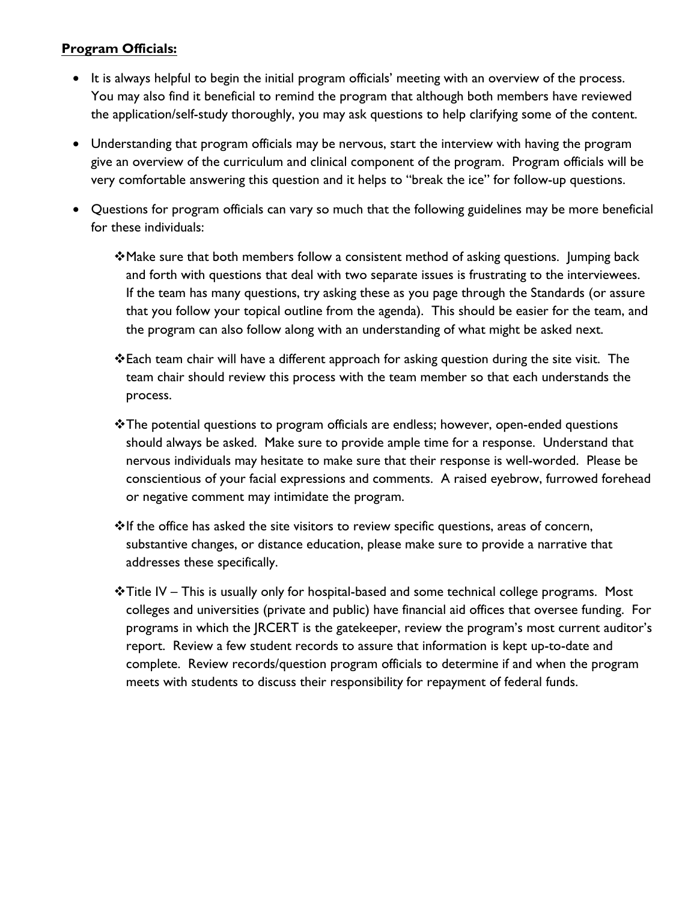**Program Officials:**

- It is always helpful to begin the initial program officials' meeting with an overview of the process. You may also find it beneficial to remind the program that although both members have reviewed the application/self-study thoroughly, you may ask questions to help clarifying some of the content.

- Understanding that program officials may be nervous, start the interview with having the program give an overview of the curriculum and clinical component of the program. Program officials will be very comfortable answering this question and it helps to "break the ice" for follow-up questions.

- Questions for program officials can vary so much that the following guidelines may be more beneficial for these individuals:

  - ❖Make sure that both members follow a consistent method of asking questions. Jumping back and forth with questions that deal with two separate issues is frustrating to the interviewees. If the team has many questions, try asking these as you page through the Standards (or assure that you follow your topical outline from the agenda). This should be easier for the team, and the program can also follow along with an understanding of what might be asked next.

  - ❖Each team chair will have a different approach for asking question during the site visit. The team chair should review this process with the team member so that each understands the process.

  - ❖The potential questions to program officials are endless; however, open-ended questions should always be asked. Make sure to provide ample time for a response. Understand that nervous individuals may hesitate to make sure that their response is well-worded. Please be conscientious of your facial expressions and comments. A raised eyebrow, furrowed forehead or negative comment may intimidate the program.

  - ❖If the office has asked the site visitors to review specific questions, areas of concern, substantive changes, or distance education, please make sure to provide a narrative that addresses these specifically.

  - ❖Title IV – This is usually only for hospital-based and some technical college programs. Most colleges and universities (private and public) have financial aid offices that oversee funding. For programs in which the JRCERT is the gatekeeper, review the program's most current auditor's report. Review a few student records to assure that information is kept up-to-date and complete. Review records/question program officials to determine if and when the program meets with students to discuss their responsibility for repayment of federal funds.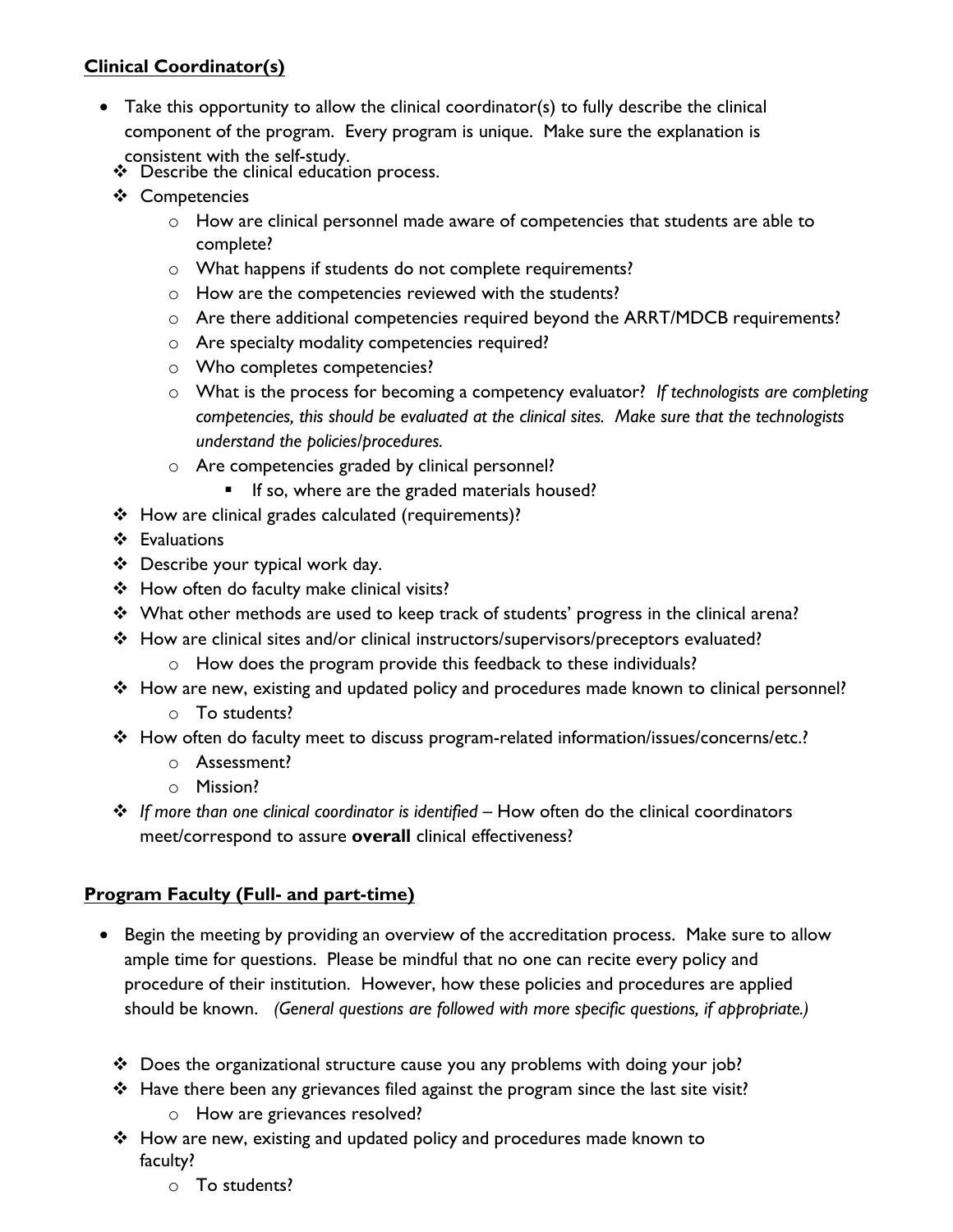**Clinical Coordinator(s)**

- Take this opportunity to allow the clinical coordinator(s) to fully describe the clinical component of the program. Every program is unique. Make sure the explanation is consistent with the self-study.
  - Describe the clinical education process.
  - Competencies
    - How are clinical personnel made aware of competencies that students are able to complete?
    - What happens if students do not complete requirements?
    - How are the competencies reviewed with the students?
    - Are there additional competencies required beyond the ARRT/MDCB requirements?
    - Are specialty modality competencies required?
    - Who completes competencies?
    - What is the process for becoming a competency evaluator? *If technologists are completing competencies, this should be evaluated at the clinical sites. Make sure that the technologists understand the policies/procedures.*
    - Are competencies graded by clinical personnel?
      - If so, where are the graded materials housed?
  - How are clinical grades calculated (requirements)?
  - Evaluations
  - Describe your typical work day.
  - How often do faculty make clinical visits?
  - What other methods are used to keep track of students' progress in the clinical arena?
  - How are clinical sites and/or clinical instructors/supervisors/preceptors evaluated?
    - How does the program provide this feedback to these individuals?
  - How are new, existing and updated policy and procedures made known to clinical personnel?
    - To students?
  - How often do faculty meet to discuss program-related information/issues/concerns/etc.?
    - Assessment?
    - Mission?
  - *If more than one clinical coordinator is identified* – How often do the clinical coordinators meet/correspond to assure **overall** clinical effectiveness?

**Program Faculty (Full- and part-time)**

- Begin the meeting by providing an overview of the accreditation process. Make sure to allow ample time for questions. Please be mindful that no one can recite every policy and procedure of their institution. However, how these policies and procedures are applied should be known. *(General questions are followed with more specific questions, if appropriate.)*
  - Does the organizational structure cause you any problems with doing your job?
  - Have there been any grievances filed against the program since the last site visit?
    - How are grievances resolved?
  - How are new, existing and updated policy and procedures made known to faculty?
    - To students?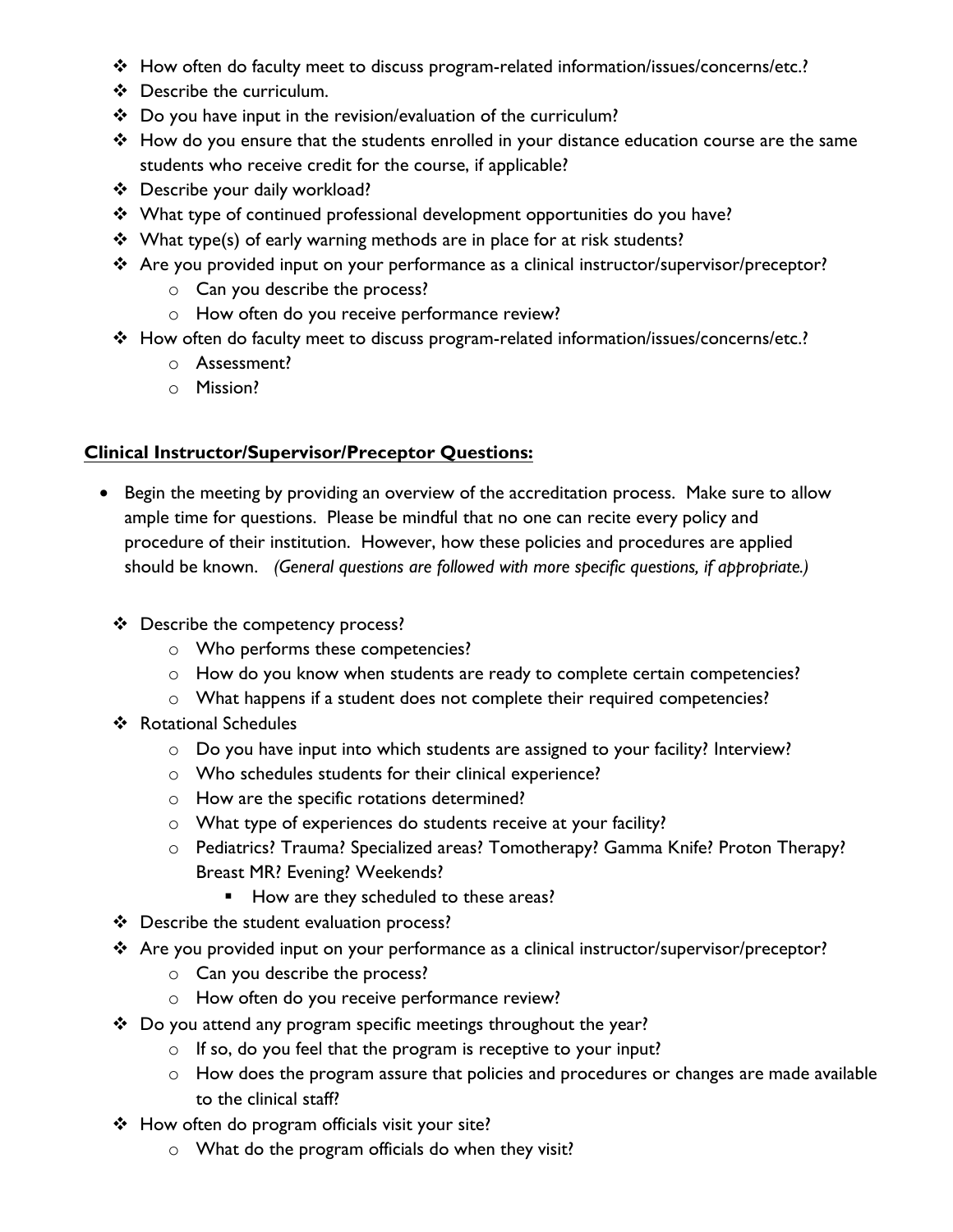- How often do faculty meet to discuss program-related information/issues/concerns/etc.?
- Describe the curriculum.
- Do you have input in the revision/evaluation of the curriculum?
- How do you ensure that the students enrolled in your distance education course are the same students who receive credit for the course, if applicable?
- Describe your daily workload?
- What type of continued professional development opportunities do you have?
- What type(s) of early warning methods are in place for at risk students?
- Are you provided input on your performance as a clinical instructor/supervisor/preceptor?
    - Can you describe the process?
    - How often do you receive performance review?
- How often do faculty meet to discuss program-related information/issues/concerns/etc.?
    - Assessment?
    - Mission?

## **Clinical Instructor/Supervisor/Preceptor Questions:**

- Begin the meeting by providing an overview of the accreditation process. Make sure to allow ample time for questions. Please be mindful that no one can recite every policy and procedure of their institution. However, how these policies and procedures are applied should be known. *(General questions are followed with more specific questions, if appropriate.)*

    - Describe the competency process?
        - Who performs these competencies?
        - How do you know when students are ready to complete certain competencies?
        - What happens if a student does not complete their required competencies?
    - Rotational Schedules
        - Do you have input into which students are assigned to your facility? Interview?
        - Who schedules students for their clinical experience?
        - How are the specific rotations determined?
        - What type of experiences do students receive at your facility?
        - Pediatrics? Trauma? Specialized areas? Tomotherapy? Gamma Knife? Proton Therapy? Breast MR? Evening? Weekends?
            - How are they scheduled to these areas?
    - Describe the student evaluation process?
    - Are you provided input on your performance as a clinical instructor/supervisor/preceptor?
        - Can you describe the process?
        - How often do you receive performance review?
    - Do you attend any program specific meetings throughout the year?
        - If so, do you feel that the program is receptive to your input?
        - How does the program assure that policies and procedures or changes are made available to the clinical staff?
    - How often do program officials visit your site?
        - What do the program officials do when they visit?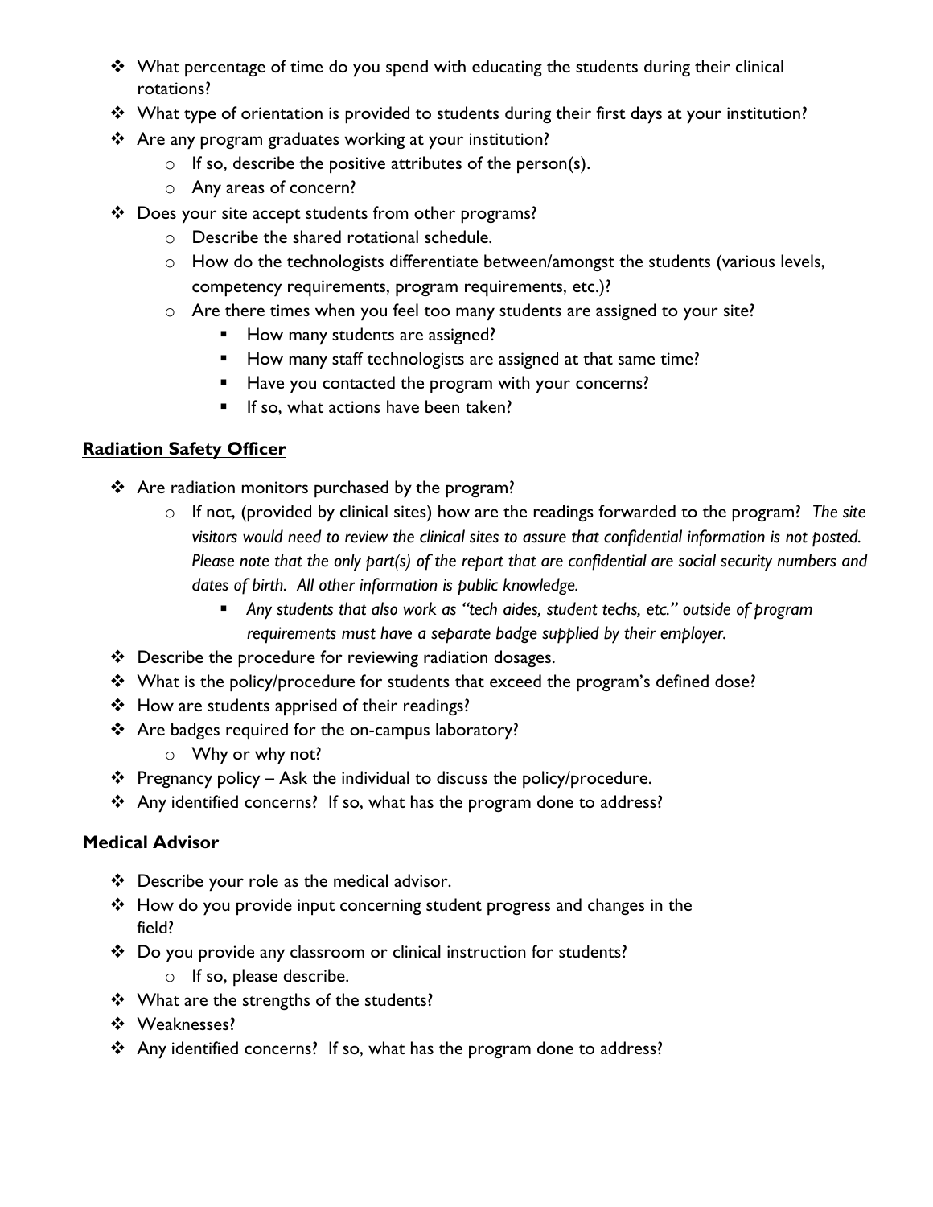- What percentage of time do you spend with educating the students during their clinical rotations?
- What type of orientation is provided to students during their first days at your institution?
- Are any program graduates working at your institution?
    - If so, describe the positive attributes of the person(s).
    - Any areas of concern?
- Does your site accept students from other programs?
    - Describe the shared rotational schedule.
    - How do the technologists differentiate between/amongst the students (various levels, competency requirements, program requirements, etc.)?
    - Are there times when you feel too many students are assigned to your site?
        - How many students are assigned?
        - How many staff technologists are assigned at that same time?
        - Have you contacted the program with your concerns?
        - If so, what actions have been taken?

**<u>Radiation Safety Officer</u>**

- Are radiation monitors purchased by the program?
    - If not, (provided by clinical sites) how are the readings forwarded to the program? *The site visitors would need to review the clinical sites to assure that confidential information is not posted. Please note that the only part(s) of the report that are confidential are social security numbers and dates of birth. All other information is public knowledge.*
        - *Any students that also work as "tech aides, student techs, etc." outside of program requirements must have a separate badge supplied by their employer.*
- Describe the procedure for reviewing radiation dosages.
- What is the policy/procedure for students that exceed the program's defined dose?
- How are students apprised of their readings?
- Are badges required for the on-campus laboratory?
    - Why or why not?
- Pregnancy policy – Ask the individual to discuss the policy/procedure.
- Any identified concerns? If so, what has the program done to address?

**<u>Medical Advisor</u>**

- Describe your role as the medical advisor.
- How do you provide input concerning student progress and changes in the field?
- Do you provide any classroom or clinical instruction for students?
    - If so, please describe.
- What are the strengths of the students?
- Weaknesses?
- Any identified concerns? If so, what has the program done to address?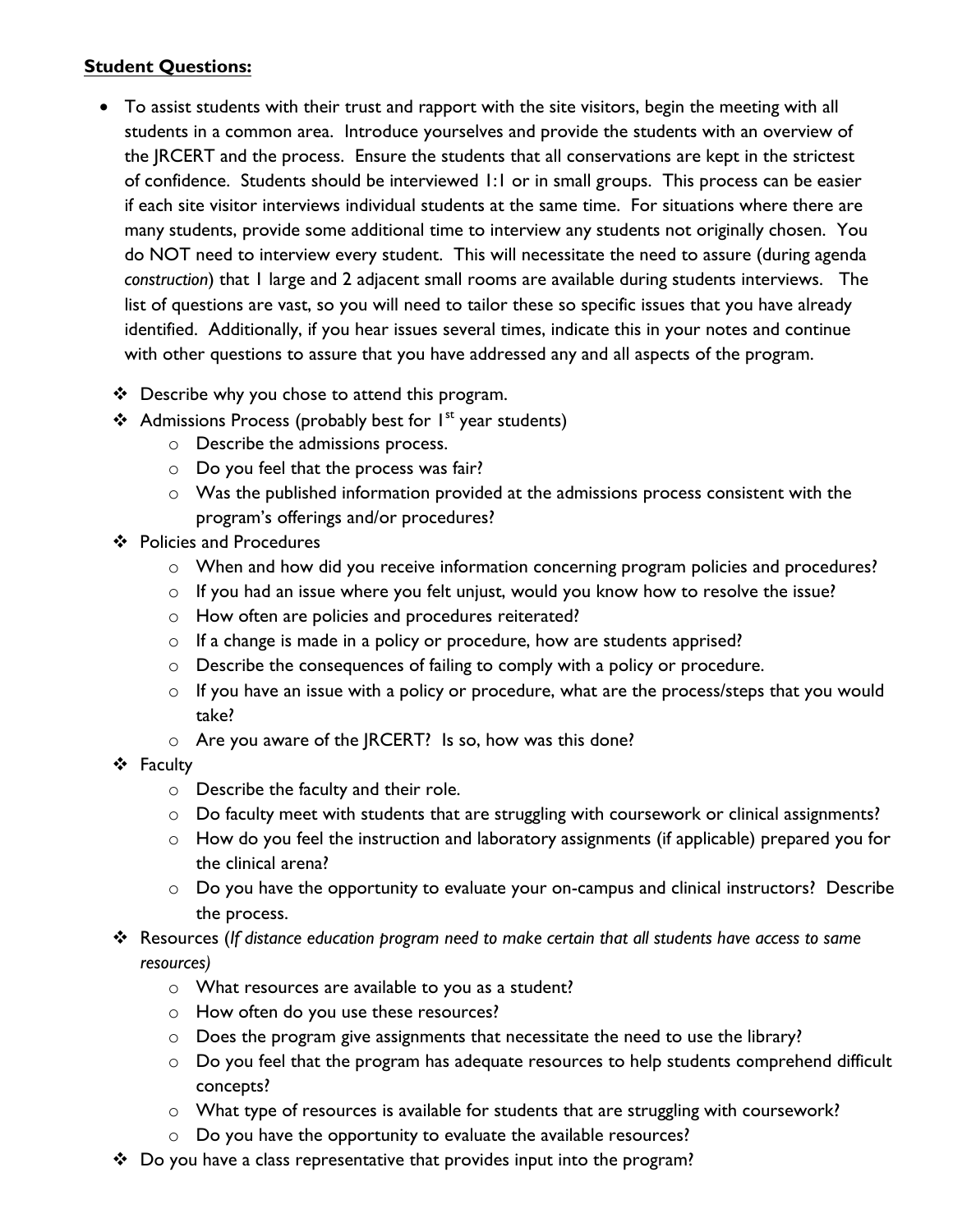**Student Questions:**

- To assist students with their trust and rapport with the site visitors, begin the meeting with all students in a common area. Introduce yourselves and provide the students with an overview of the JRCERT and the process. Ensure the students that all conservations are kept in the strictest of confidence. Students should be interviewed 1:1 or in small groups. This process can be easier if each site visitor interviews individual students at the same time. For situations where there are many students, provide some additional time to interview any students not originally chosen. You do NOT need to interview every student. This will necessitate the need to assure (during agenda *construction*) that 1 large and 2 adjacent small rooms are available during students interviews. The list of questions are vast, so you will need to tailor these so specific issues that you have already identified. Additionally, if you hear issues several times, indicate this in your notes and continue with other questions to assure that you have addressed any and all aspects of the program.
  - Describe why you chose to attend this program.
  - Admissions Process (probably best for 1st year students)
    - Describe the admissions process.
    - Do you feel that the process was fair?
    - Was the published information provided at the admissions process consistent with the program's offerings and/or procedures?
  - Policies and Procedures
    - When and how did you receive information concerning program policies and procedures?
    - If you had an issue where you felt unjust, would you know how to resolve the issue?
    - How often are policies and procedures reiterated?
    - If a change is made in a policy or procedure, how are students apprised?
    - Describe the consequences of failing to comply with a policy or procedure.
    - If you have an issue with a policy or procedure, what are the process/steps that you would take?
    - Are you aware of the JRCERT? Is so, how was this done?
  - Faculty
    - Describe the faculty and their role.
    - Do faculty meet with students that are struggling with coursework or clinical assignments?
    - How do you feel the instruction and laboratory assignments (if applicable) prepared you for the clinical arena?
    - Do you have the opportunity to evaluate your on-campus and clinical instructors? Describe the process.
  - Resources (*If distance education program need to make certain that all students have access to same resources)*
    - What resources are available to you as a student?
    - How often do you use these resources?
    - Does the program give assignments that necessitate the need to use the library?
    - Do you feel that the program has adequate resources to help students comprehend difficult concepts?
    - What type of resources is available for students that are struggling with coursework?
    - Do you have the opportunity to evaluate the available resources?
  - Do you have a class representative that provides input into the program?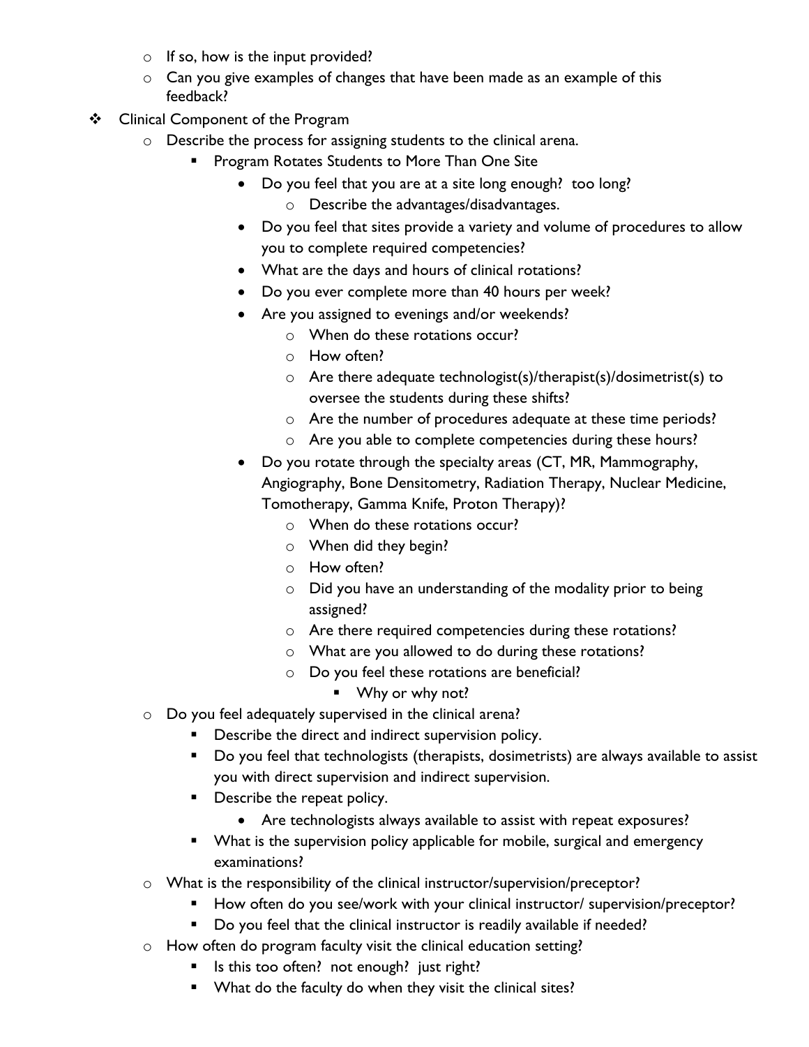- If so, how is the input provided?
  - Can you give examples of changes that have been made as an example of this feedback?
- Clinical Component of the Program
  - Describe the process for assigning students to the clinical arena.
    - Program Rotates Students to More Than One Site
      - Do you feel that you are at a site long enough? too long?
        - Describe the advantages/disadvantages.
      - Do you feel that sites provide a variety and volume of procedures to allow you to complete required competencies?
      - What are the days and hours of clinical rotations?
      - Do you ever complete more than 40 hours per week?
      - Are you assigned to evenings and/or weekends?
        - When do these rotations occur?
        - How often?
        - Are there adequate technologist(s)/therapist(s)/dosimetrist(s) to oversee the students during these shifts?
        - Are the number of procedures adequate at these time periods?
        - Are you able to complete competencies during these hours?
      - Do you rotate through the specialty areas (CT, MR, Mammography, Angiography, Bone Densitometry, Radiation Therapy, Nuclear Medicine, Tomotherapy, Gamma Knife, Proton Therapy)?
        - When do these rotations occur?
        - When did they begin?
        - How often?
        - Did you have an understanding of the modality prior to being assigned?
        - Are there required competencies during these rotations?
        - What are you allowed to do during these rotations?
        - Do you feel these rotations are beneficial?
          - Why or why not?
  - Do you feel adequately supervised in the clinical arena?
    - Describe the direct and indirect supervision policy.
    - Do you feel that technologists (therapists, dosimetrists) are always available to assist you with direct supervision and indirect supervision.
    - Describe the repeat policy.
      - Are technologists always available to assist with repeat exposures?
    - What is the supervision policy applicable for mobile, surgical and emergency examinations?
  - What is the responsibility of the clinical instructor/supervision/preceptor?
    - How often do you see/work with your clinical instructor/ supervision/preceptor?
    - Do you feel that the clinical instructor is readily available if needed?
  - How often do program faculty visit the clinical education setting?
    - Is this too often? not enough? just right?
    - What do the faculty do when they visit the clinical sites?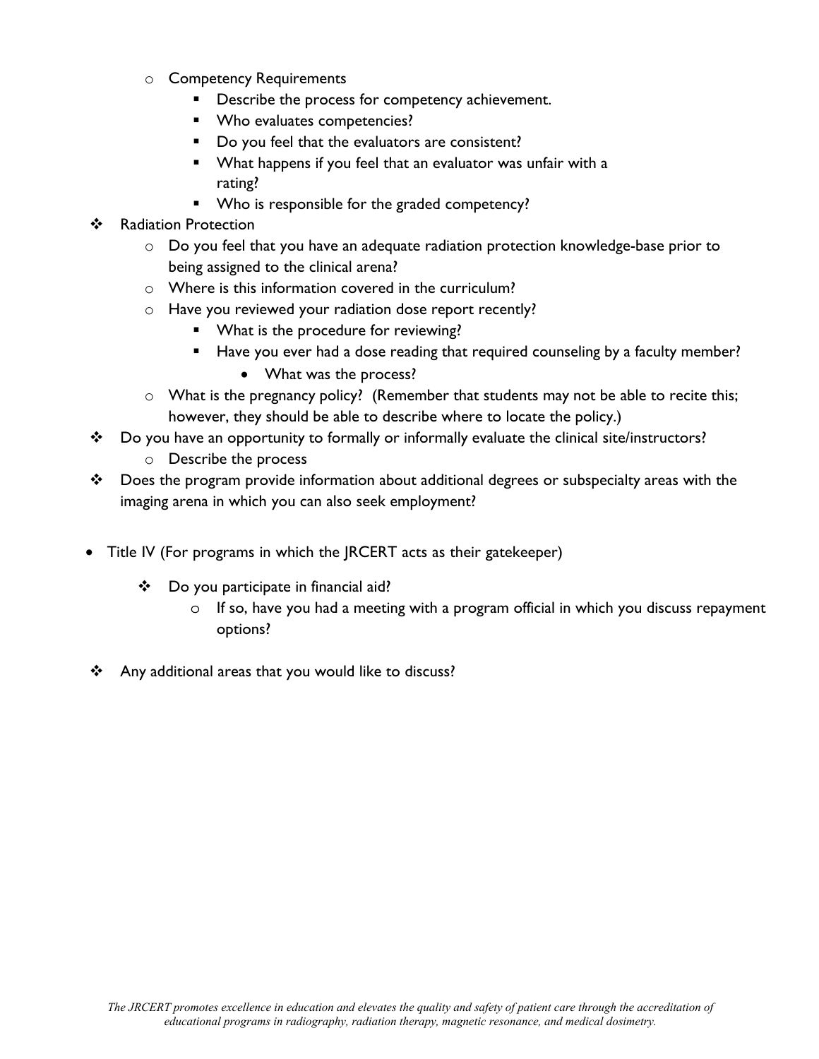- Competency Requirements
  - Describe the process for competency achievement.
  - Who evaluates competencies?
  - Do you feel that the evaluators are consistent?
  - What happens if you feel that an evaluator was unfair with a rating?
  - Who is responsible for the graded competency?

- Radiation Protection
  - Do you feel that you have an adequate radiation protection knowledge-base prior to being assigned to the clinical arena?
  - Where is this information covered in the curriculum?
  - Have you reviewed your radiation dose report recently?
    - What is the procedure for reviewing?
    - Have you ever had a dose reading that required counseling by a faculty member?
      - What was the process?
  - What is the pregnancy policy? (Remember that students may not be able to recite this; however, they should be able to describe where to locate the policy.)
- Do you have an opportunity to formally or informally evaluate the clinical site/instructors?
  - Describe the process
- Does the program provide information about additional degrees or subspecialty areas with the imaging arena in which you can also seek employment?

- Title IV (For programs in which the JRCERT acts as their gatekeeper)
  - Do you participate in financial aid?
    - If so, have you had a meeting with a program official in which you discuss repayment options?

- Any additional areas that you would like to discuss?

*The JRCERT promotes excellence in education and elevates the quality and safety of patient care through the accreditation of educational programs in radiography, radiation therapy, magnetic resonance, and medical dosimetry.*